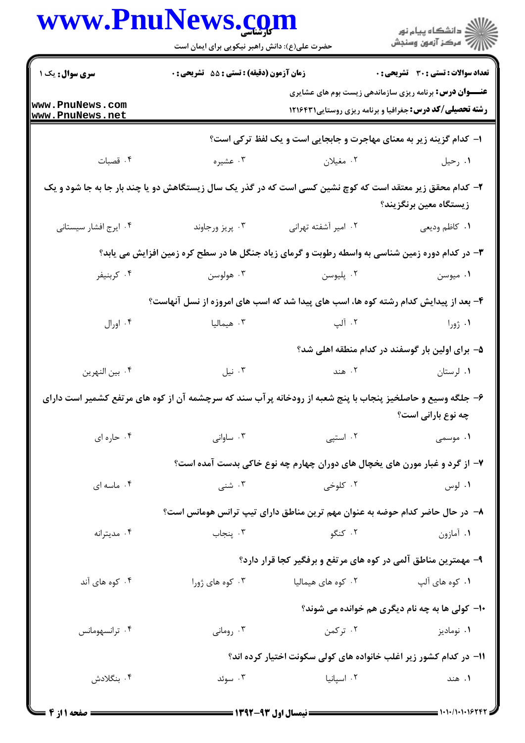**سری سوال:** یک ۱

**زمان آزمون (دقیقه) :** تستی : ۵۵ تشریحی : ۰

**تعداد سوالات :** تستی : ۳۰ تشریحی : ۰

**عنـــوان درس:** برنامه ریزی سازماندهی زیست بوم های عشایری

**رشته تحصیلی/کد درس:** جغرافیا و برنامه ریزی روستایی۱۲۱۶۴۳۱

۱- کدام گزینه زیر به معنای مهاجرت و جابجایی است و یک لفظ ترکی است؟

۱. رحیل
۲. مغیلان
۳. عشیره
۴. قصبات

۲- کدام محقق زیر معتقد است که کوچ نشین کسی است که در گذر یک سال زیستگاهش دو یا چند بار جا به جا شود و یک زیستگاه معین برنگزیند؟

۱. کاظم ودیعی
۲. امیر آشفته تهرانی
۳. پریز ورجاوند
۴. ایرج افشار سیستانی

۳- در کدام دوره زمین شناسی به واسطه رطوبت و گرمای زیاد جنگل ها در سطح کره زمین افزایش می یابد؟

۱. میوسن
۲. پلیوسن
۳. هولوسن
۴. کربنیفر

۴- بعد از پیدایش کدام رشته کوه ها، اسب های پیدا شد که اسب های امروزه از نسل آنهاست؟

۱. ژورا
۲. آلپ
۳. هیمالیا
۴. اورال

۵- برای اولین بار گوسفند در کدام منطقه اهلی شد؟

۱. لرستان
۲. هند
۳. نیل
۴. بین النهرین

۶- جلگه وسیع و حاصلخیز پنجاب با پنج شعبه از رودخانه پرآب سند که سرچشمه آن از کوه های مرتفع کشمیر است دارای چه نوع بارانی است؟

۱. موسمی
۲. استپی
۳. ساوانی
۴. حاره ای

۷- از گرد و غبار مورن های یخچال های دوران چهارم چه نوع خاکی بدست آمده است؟

۱. لوس
۲. کلوخی
۳. شنی
۴. ماسه ای

۸- در حال حاضر کدام حوضه به عنوان مهم ترین مناطق دارای تیپ ترانس هومانس است؟

۱. آمازون
۲. کنگو
۳. پنجاب
۴. مدیترانه

۹- مهمترین مناطق آلمی در کوه های مرتفع و برفگیر کجا قرار دارد؟

۱. کوه های آلپ
۲. کوه های هیمالیا
۳. کوه های ژورا
۴. کوه های آند

۱۰- کولی ها به چه نام دیگری هم خوانده می شوند؟

۱. نومادیز
۲. ترکمن
۳. رومانی
۴. ترانسهومانس

۱۱- در کدام کشور زیر اغلب خانواده های کولی سکونت اختیار کرده اند؟

۱. هند
۲. اسپانیا
۳. سوئد
۴. بنگلادش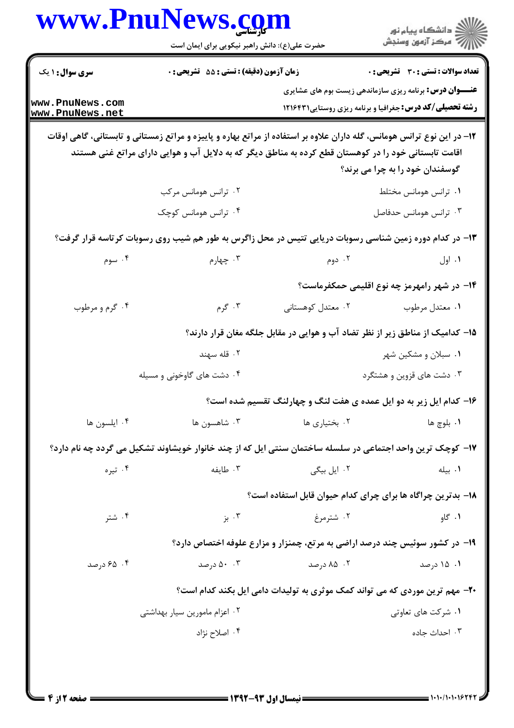۱۲- در این نوع ترانس هومانس، گله داران علاوه بر استفاده از مراتع بهاره و پاییزه و مراتع زمستانی و تابستانی، گاهی اوقات اقامت تابستانی خود را در کوهستان قطع کرده به مناطق دیگر که به دلایل آب و هوایی دارای مراتع غنی هستند گوسفندان خود را به چرا می برند؟

۱. ترانس هومانس مختلط
۲. ترانس هومانس مرکب
۳. ترانس هومانس حدفاصل
۴. ترانس هومانس کوچک

۱۳- در کدام دوره زمین شناسی رسوبات دریایی تتیس در محل زاگرس به طور هم شیب روی رسوبات کرتاسه قرار گرفت؟

۱. اول
۲. دوم
۳. چهارم
۴. سوم

۱۴- در شهر رامهرمز چه نوع اقلیمی حکمفرماست؟

۱. معتدل مرطوب
۲. معتدل کوهستانی
۳. گرم
۴. گرم و مرطوب

۱۵- کدامیک از مناطق زیر از نظر تضاد آب و هوایی در مقابل جلگه مغان قرار دارند؟

۱. سبلان و مشکین شهر
۲. قله سهند
۳. دشت های قزوین و هشتگرد
۴. دشت های گاوخونی و مسیله

۱۶- کدام ایل زیر به دو ایل عمده ی هفت لنگ و چهارلنگ تقسیم شده است؟

۱. بلوچ ها
۲. بختیاری ها
۳. شاهسون ها
۴. ایلسون ها

۱۷- کوچک ترین واحد اجتماعی در سلسله ساختمان سنتی ایل که از چند خانوار خویشاوند تشکیل می گردد چه نام دارد؟

۱. بیله
۲. ایل بیگی
۳. طایفه
۴. تیره

۱۸- بدترین چراگاه ها برای چرای کدام حیوان قابل استفاده است؟

۱. گاو
۲. شترمرغ
۳. بز
۴. شتر

۱۹- در کشور سوئیس چند درصد اراضی به مرتع، چمنزار و مزارع علوفه اختصاص دارد؟

۱. ۱۵ درصد
۲. ۸۵ درصد
۳. ۵۰ درصد
۴. ۶۵ درصد

۲۰- مهم ترین موردی که می تواند کمک موثری به تولیدات دامی ایل بکند کدام است؟

۱. شرکت های تعاونی
۲. اعزام مامورین سیار بهداشتی
۳. احداث جاده
۴. اصلاح نژاد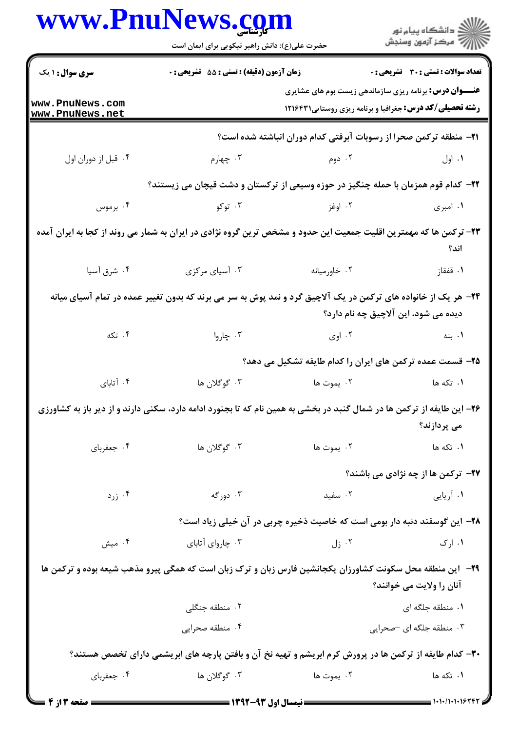**سری سوال:** ۱ یک

**زمان آزمون (دقیقه) : تستی :** ۵۵ **تشریحی :** ۰

**تعداد سوالات : تستی :** ۳۰ **تشریحی :** ۰

**عنـــوان درس:** برنامه ریزی سازماندهی زیست بوم های عشایری

**رشته تحصیلی/کد درس:** جغرافیا و برنامه ریزی روستایی۱۲۱۶۴۳۱

۲۱- منطقه ترکمن صحرا از رسوبات آبرفتی کدام دوران انباشته شده است؟

۱. اول
۲. دوم
۳. چهارم
۴. قبل از دوران اول

۲۲- کدام قوم همزمان با حمله چنگیز در حوزه وسیعی از ترکستان و دشت قیچان می زیستند؟

۱. امبری
۲. اوغز
۳. توکو
۴. برموس

۲۳- ترکمن ها که مهمترین اقلیت جمعیت این حدود و مشخص ترین گروه نژادی در ایران به شمار می روند از کجا به ایران آمده اند؟

۱. قفقاز
۲. خاورمیانه
۳. آسیای مرکزی
۴. شرق آسیا

۲۴- هر یک از خانواده های ترکمن در یک آلاچیق گرد و نمد پوش به سر می برند که بدون تغییر عمده در تمام آسیای میانه دیده می شود، این آلاچیق چه نام دارد؟

۱. بنه
۲. اوی
۳. چاروا
۴. تکه

۲۵- قسمت عمده ترکمن های ایران را کدام طایفه تشکیل می دهد؟

۱. تکه ها
۲. یموت ها
۳. گوگلان ها
۴. آتابای

۲۶- این طایفه از ترکمن ها در شمال گنبد در بخشی به همین نام که تا بجنورد ادامه دارد، سکنی دارند و از دیر باز به کشاورزی می پردازند؟

۱. تکه ها
۲. یموت ها
۳. گوگلان ها
۴. جعفربای

۲۷- ترکمن ها از چه نژادی می باشند؟

۱. آریایی
۲. سفید
۳. دورگه
۴. زرد

۲۸- این گوسفند دنبه دار بومی است که خاصیت ذخیره چربی در آن خیلی زیاد است؟

۱. ارک
۲. زل
۳. چاروای آتابای
۴. میش

۲۹- این منطقه محل سکونت کشاورزان یکجانشین فارس زبان و ترک زبان است که همگی پیرو مذهب شیعه بوده و ترکمن ها آنان را ولایت می خوانند؟

۱. منطقه جلگه ای
۲. منطقه جنگلی
۳. منطقه جلگه ای –صحرایی
۴. منطقه صحرایی

۳۰- کدام طایفه از ترکمن ها در پرورش کرم ابریشم و تهیه نخ آن و بافتن پارچه های ابریشمی دارای تخصص هستند؟

۱. تکه ها
۲. یموت ها
۳. گوگلان ها
۴. جعفربای